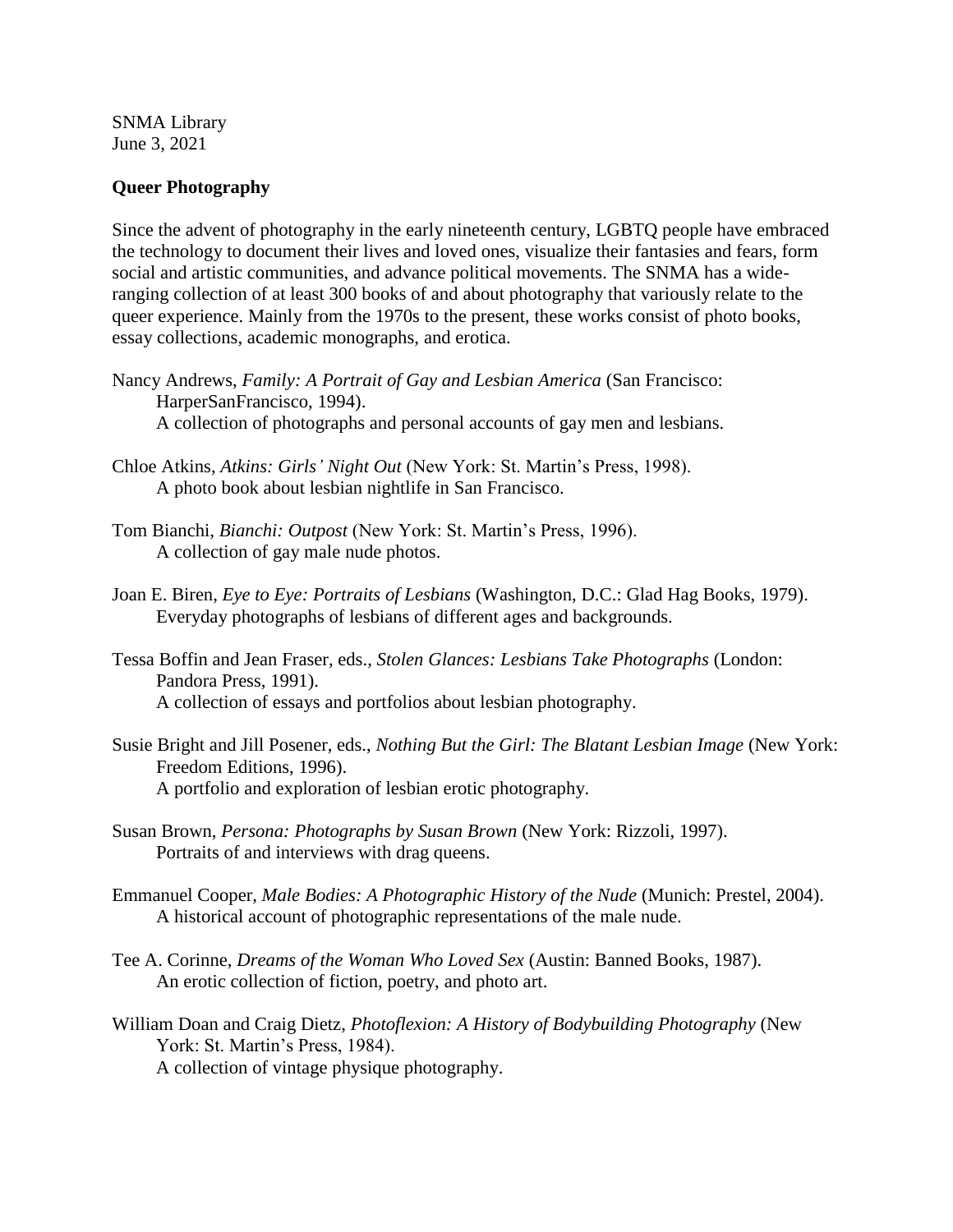SNMA Library
June 3, 2021

**Queer Photography**

Since the advent of photography in the early nineteenth century, LGBTQ people have embraced the technology to document their lives and loved ones, visualize their fantasies and fears, form social and artistic communities, and advance political movements. The SNMA has a wide-ranging collection of at least 300 books of and about photography that variously relate to the queer experience. Mainly from the 1970s to the present, these works consist of photo books, essay collections, academic monographs, and erotica.

Nancy Andrews, *Family: A Portrait of Gay and Lesbian America* (San Francisco: HarperSanFrancisco, 1994).
A collection of photographs and personal accounts of gay men and lesbians.

Chloe Atkins, *Atkins: Girls' Night Out* (New York: St. Martin's Press, 1998).
A photo book about lesbian nightlife in San Francisco.

Tom Bianchi, *Bianchi: Outpost* (New York: St. Martin's Press, 1996).
A collection of gay male nude photos.

Joan E. Biren, *Eye to Eye: Portraits of Lesbians* (Washington, D.C.: Glad Hag Books, 1979).
Everyday photographs of lesbians of different ages and backgrounds.

Tessa Boffin and Jean Fraser, eds., *Stolen Glances: Lesbians Take Photographs* (London: Pandora Press, 1991).
A collection of essays and portfolios about lesbian photography.

Susie Bright and Jill Posener, eds., *Nothing But the Girl: The Blatant Lesbian Image* (New York: Freedom Editions, 1996).
A portfolio and exploration of lesbian erotic photography.

Susan Brown, *Persona: Photographs by Susan Brown* (New York: Rizzoli, 1997).
Portraits of and interviews with drag queens.

Emmanuel Cooper, *Male Bodies: A Photographic History of the Nude* (Munich: Prestel, 2004).
A historical account of photographic representations of the male nude.

Tee A. Corinne, *Dreams of the Woman Who Loved Sex* (Austin: Banned Books, 1987).
An erotic collection of fiction, poetry, and photo art.

William Doan and Craig Dietz, *Photoflexion: A History of Bodybuilding Photography* (New York: St. Martin's Press, 1984).
A collection of vintage physique photography.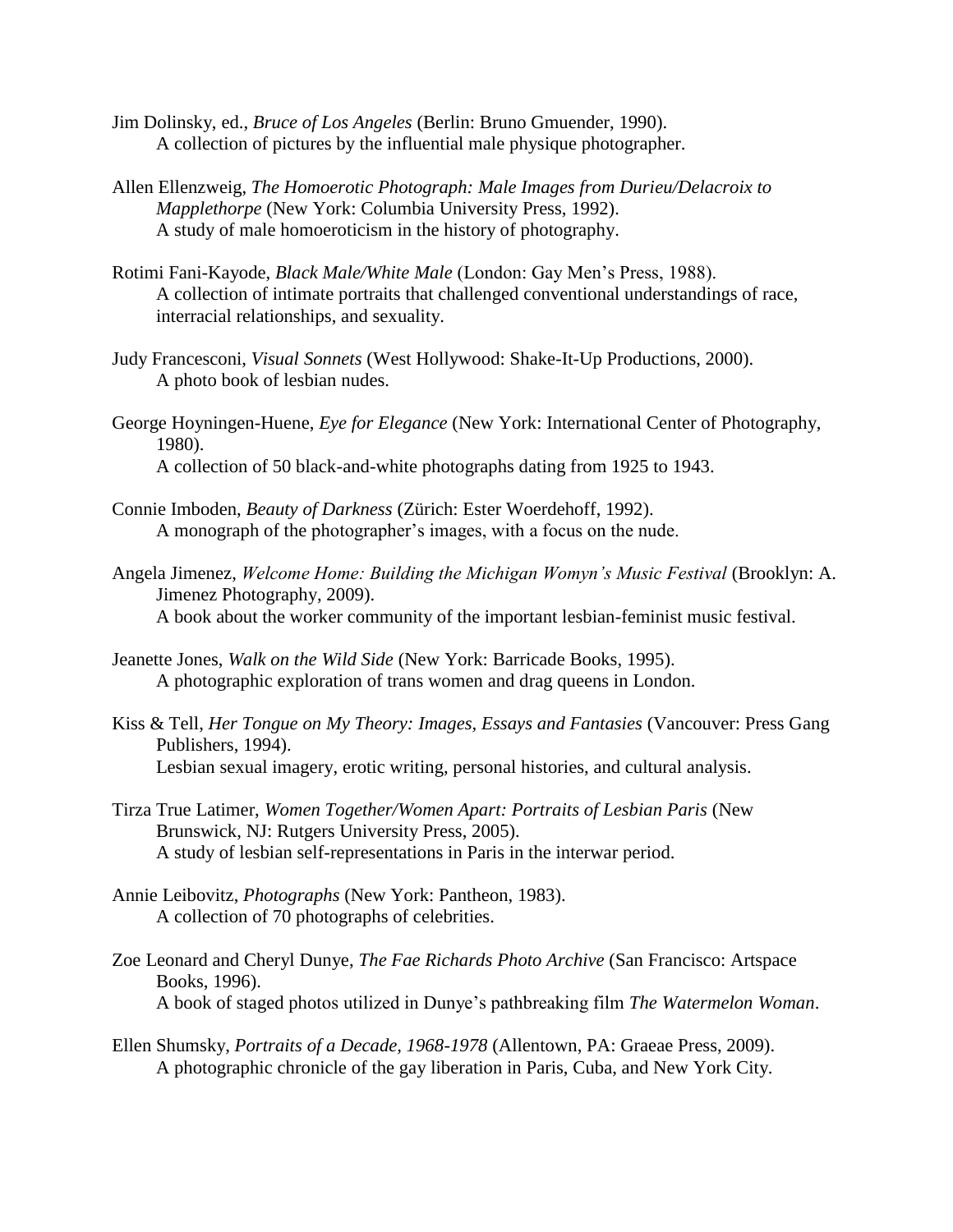Jim Dolinsky, ed., *Bruce of Los Angeles* (Berlin: Bruno Gmuender, 1990).
A collection of pictures by the influential male physique photographer.

Allen Ellenzweig, *The Homoerotic Photograph: Male Images from Durieu/Delacroix to Mapplethorpe* (New York: Columbia University Press, 1992).
A study of male homoeroticism in the history of photography.

Rotimi Fani-Kayode, *Black Male/White Male* (London: Gay Men's Press, 1988).
A collection of intimate portraits that challenged conventional understandings of race, interracial relationships, and sexuality.

Judy Francesconi, *Visual Sonnets* (West Hollywood: Shake-It-Up Productions, 2000).
A photo book of lesbian nudes.

George Hoyningen-Huene, *Eye for Elegance* (New York: International Center of Photography, 1980).
A collection of 50 black-and-white photographs dating from 1925 to 1943.

Connie Imboden, *Beauty of Darkness* (Zürich: Ester Woerdehoff, 1992).
A monograph of the photographer's images, with a focus on the nude.

Angela Jimenez, *Welcome Home: Building the Michigan Womyn's Music Festival* (Brooklyn: A. Jimenez Photography, 2009).
A book about the worker community of the important lesbian-feminist music festival.

Jeanette Jones, *Walk on the Wild Side* (New York: Barricade Books, 1995).
A photographic exploration of trans women and drag queens in London.

Kiss & Tell, *Her Tongue on My Theory: Images, Essays and Fantasies* (Vancouver: Press Gang Publishers, 1994).
Lesbian sexual imagery, erotic writing, personal histories, and cultural analysis.

Tirza True Latimer, *Women Together/Women Apart: Portraits of Lesbian Paris* (New Brunswick, NJ: Rutgers University Press, 2005).
A study of lesbian self-representations in Paris in the interwar period.

Annie Leibovitz, *Photographs* (New York: Pantheon, 1983).
A collection of 70 photographs of celebrities.

Zoe Leonard and Cheryl Dunye, *The Fae Richards Photo Archive* (San Francisco: Artspace Books, 1996).
A book of staged photos utilized in Dunye's pathbreaking film *The Watermelon Woman*.

Ellen Shumsky, *Portraits of a Decade, 1968-1978* (Allentown, PA: Graeae Press, 2009).
A photographic chronicle of the gay liberation in Paris, Cuba, and New York City.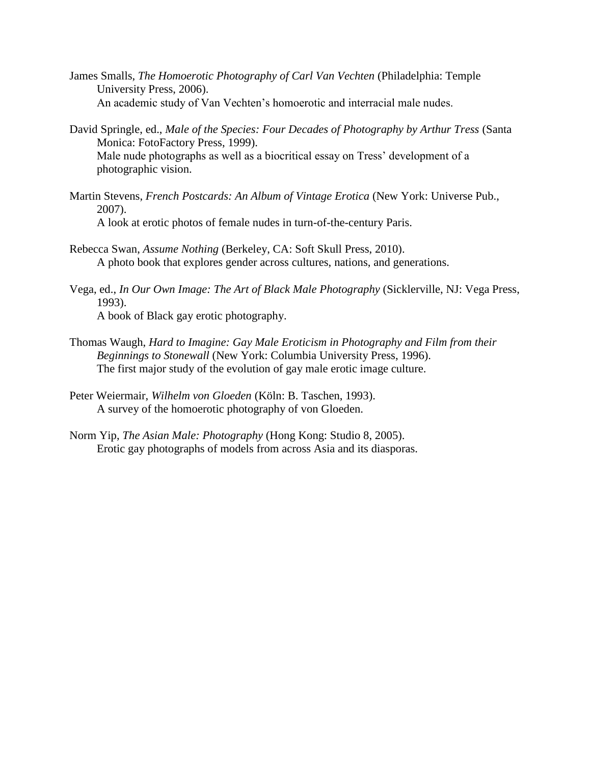James Smalls, *The Homoerotic Photography of Carl Van Vechten* (Philadelphia: Temple University Press, 2006).
An academic study of Van Vechten's homoerotic and interracial male nudes.

David Springle, ed., *Male of the Species: Four Decades of Photography by Arthur Tress* (Santa Monica: FotoFactory Press, 1999).
Male nude photographs as well as a biocritical essay on Tress' development of a photographic vision.

Martin Stevens, *French Postcards: An Album of Vintage Erotica* (New York: Universe Pub., 2007).
A look at erotic photos of female nudes in turn-of-the-century Paris.

Rebecca Swan, *Assume Nothing* (Berkeley, CA: Soft Skull Press, 2010).
A photo book that explores gender across cultures, nations, and generations.

Vega, ed., *In Our Own Image: The Art of Black Male Photography* (Sicklerville, NJ: Vega Press, 1993).
A book of Black gay erotic photography.

Thomas Waugh, *Hard to Imagine: Gay Male Eroticism in Photography and Film from their Beginnings to Stonewall* (New York: Columbia University Press, 1996).
The first major study of the evolution of gay male erotic image culture.

Peter Weiermair, *Wilhelm von Gloeden* (Köln: B. Taschen, 1993).
A survey of the homoerotic photography of von Gloeden.

Norm Yip, *The Asian Male: Photography* (Hong Kong: Studio 8, 2005).
Erotic gay photographs of models from across Asia and its diasporas.